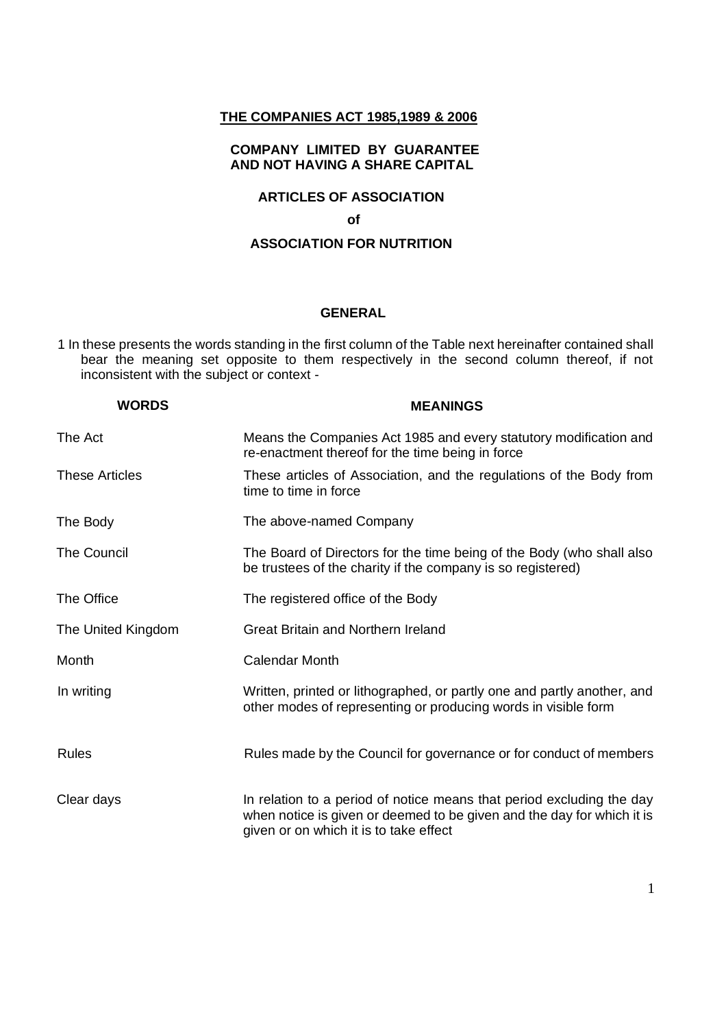**THE COMPANIES ACT 1985,1989 & 2006**

**COMPANY LIMITED BY GUARANTEE AND NOT HAVING A SHARE CAPITAL**

**ARTICLES OF ASSOCIATION**

**of**

**ASSOCIATION FOR NUTRITION**

## GENERAL

1 In these presents the words standing in the first column of the Table next hereinafter contained shall bear the meaning set opposite to them respectively in the second column thereof, if not inconsistent with the subject or context -

| WORDS | MEANINGS |
|---|---|
| The Act | Means the Companies Act 1985 and every statutory modification and re-enactment thereof for the time being in force |
| These Articles | These articles of Association, and the regulations of the Body from time to time in force |
| The Body | The above-named Company |
| The Council | The Board of Directors for the time being of the Body (who shall also be trustees of the charity if the company is so registered) |
| The Office | The registered office of the Body |
| The United Kingdom | Great Britain and Northern Ireland |
| Month | Calendar Month |
| In writing | Written, printed or lithographed, or partly one and partly another, and other modes of representing or producing words in visible form |
| Rules | Rules made by the Council for governance or for conduct of members |
| Clear days | In relation to a period of notice means that period excluding the day when notice is given or deemed to be given and the day for which it is given or on which it is to take effect |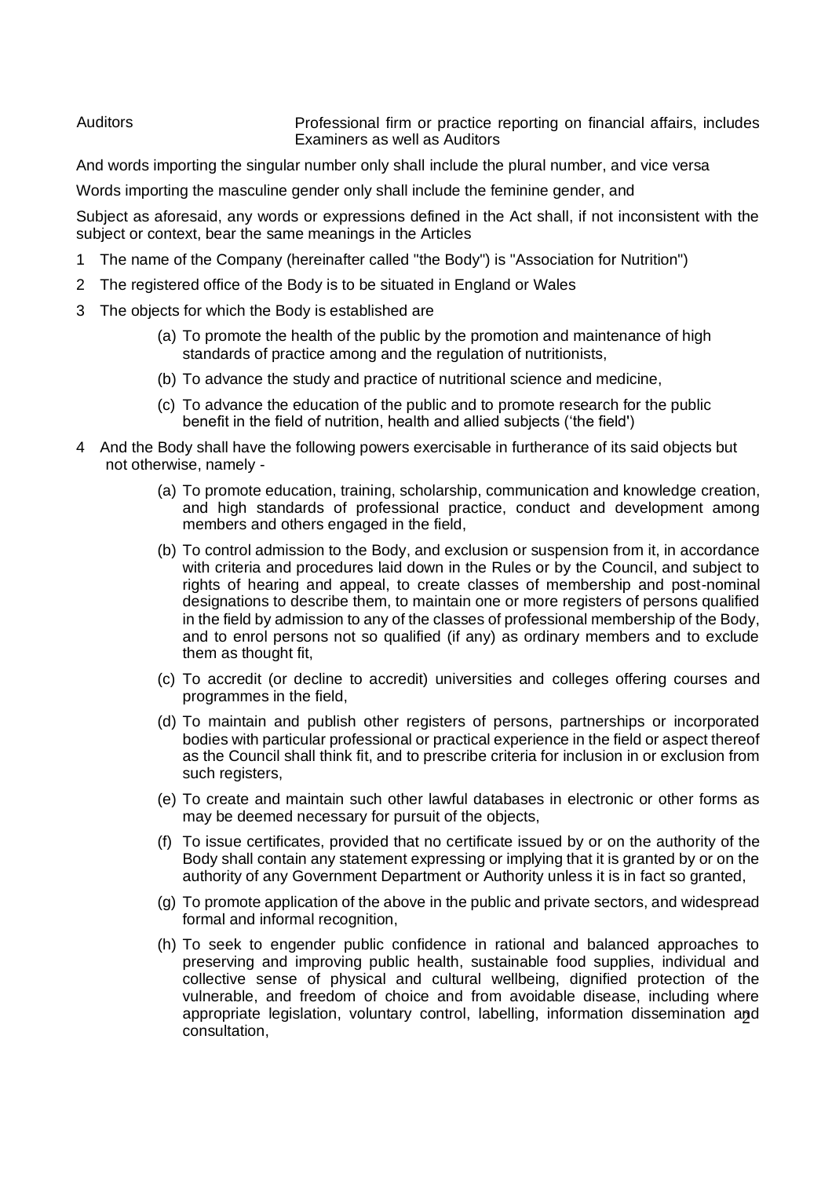| | |
|---|---|
| Auditors | Professional firm or practice reporting on financial affairs, includes Examiners as well as Auditors |

And words importing the singular number only shall include the plural number, and vice versa

Words importing the masculine gender only shall include the feminine gender, and

Subject as aforesaid, any words or expressions defined in the Act shall, if not inconsistent with the subject or context, bear the same meanings in the Articles

1 The name of the Company (hereinafter called "the Body") is "Association for Nutrition")

2 The registered office of the Body is to be situated in England or Wales

3 The objects for which the Body is established are

   (a) To promote the health of the public by the promotion and maintenance of high standards of practice among and the regulation of nutritionists,

   (b) To advance the study and practice of nutritional science and medicine,

   (c) To advance the education of the public and to promote research for the public benefit in the field of nutrition, health and allied subjects ('the field')

4 And the Body shall have the following powers exercisable in furtherance of its said objects but not otherwise, namely -

   (a) To promote education, training, scholarship, communication and knowledge creation, and high standards of professional practice, conduct and development among members and others engaged in the field,

   (b) To control admission to the Body, and exclusion or suspension from it, in accordance with criteria and procedures laid down in the Rules or by the Council, and subject to rights of hearing and appeal, to create classes of membership and post-nominal designations to describe them, to maintain one or more registers of persons qualified in the field by admission to any of the classes of professional membership of the Body, and to enrol persons not so qualified (if any) as ordinary members and to exclude them as thought fit,

   (c) To accredit (or decline to accredit) universities and colleges offering courses and programmes in the field,

   (d) To maintain and publish other registers of persons, partnerships or incorporated bodies with particular professional or practical experience in the field or aspect thereof as the Council shall think fit, and to prescribe criteria for inclusion in or exclusion from such registers,

   (e) To create and maintain such other lawful databases in electronic or other forms as may be deemed necessary for pursuit of the objects,

   (f) To issue certificates, provided that no certificate issued by or on the authority of the Body shall contain any statement expressing or implying that it is granted by or on the authority of any Government Department or Authority unless it is in fact so granted,

   (g) To promote application of the above in the public and private sectors, and widespread formal and informal recognition,

   (h) To seek to engender public confidence in rational and balanced approaches to preserving and improving public health, sustainable food supplies, individual and collective sense of physical and cultural wellbeing, dignified protection of the vulnerable, and freedom of choice and from avoidable disease, including where appropriate legislation, voluntary control, labelling, information dissemination and consultation,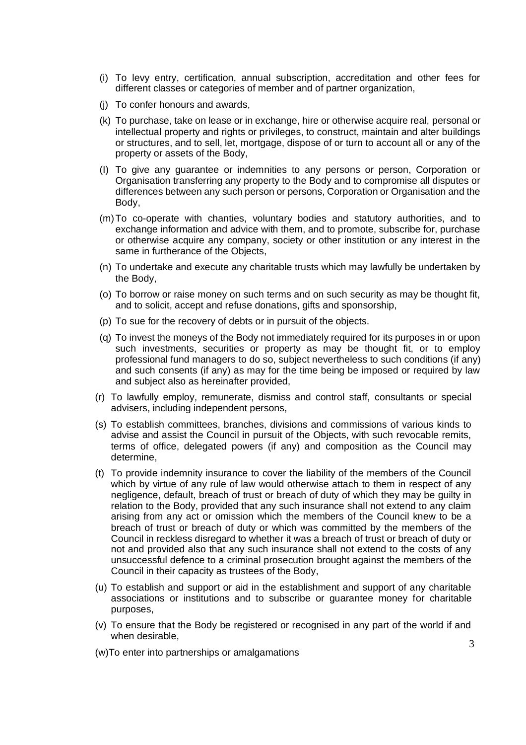- (i) To levy entry, certification, annual subscription, accreditation and other fees for different classes or categories of member and of partner organization,
- (j) To confer honours and awards,
- (k) To purchase, take on lease or in exchange, hire or otherwise acquire real, personal or intellectual property and rights or privileges, to construct, maintain and alter buildings or structures, and to sell, let, mortgage, dispose of or turn to account all or any of the property or assets of the Body,
- (l) To give any guarantee or indemnities to any persons or person, Corporation or Organisation transferring any property to the Body and to compromise all disputes or differences between any such person or persons, Corporation or Organisation and the Body,
- (m) To co-operate with chanties, voluntary bodies and statutory authorities, and to exchange information and advice with them, and to promote, subscribe for, purchase or otherwise acquire any company, society or other institution or any interest in the same in furtherance of the Objects,
- (n) To undertake and execute any charitable trusts which may lawfully be undertaken by the Body,
- (o) To borrow or raise money on such terms and on such security as may be thought fit, and to solicit, accept and refuse donations, gifts and sponsorship,
- (p) To sue for the recovery of debts or in pursuit of the objects.
- (q) To invest the moneys of the Body not immediately required for its purposes in or upon such investments, securities or property as may be thought fit, or to employ professional fund managers to do so, subject nevertheless to such conditions (if any) and such consents (if any) as may for the time being be imposed or required by law and subject also as hereinafter provided,
- (r) To lawfully employ, remunerate, dismiss and control staff, consultants or special advisers, including independent persons,
- (s) To establish committees, branches, divisions and commissions of various kinds to advise and assist the Council in pursuit of the Objects, with such revocable remits, terms of office, delegated powers (if any) and composition as the Council may determine,
- (t) To provide indemnity insurance to cover the liability of the members of the Council which by virtue of any rule of law would otherwise attach to them in respect of any negligence, default, breach of trust or breach of duty of which they may be guilty in relation to the Body, provided that any such insurance shall not extend to any claim arising from any act or omission which the members of the Council knew to be a breach of trust or breach of duty or which was committed by the members of the Council in reckless disregard to whether it was a breach of trust or breach of duty or not and provided also that any such insurance shall not extend to the costs of any unsuccessful defence to a criminal prosecution brought against the members of the Council in their capacity as trustees of the Body,
- (u) To establish and support or aid in the establishment and support of any charitable associations or institutions and to subscribe or guarantee money for charitable purposes,
- (v) To ensure that the Body be registered or recognised in any part of the world if and when desirable,
- (w) To enter into partnerships or amalgamations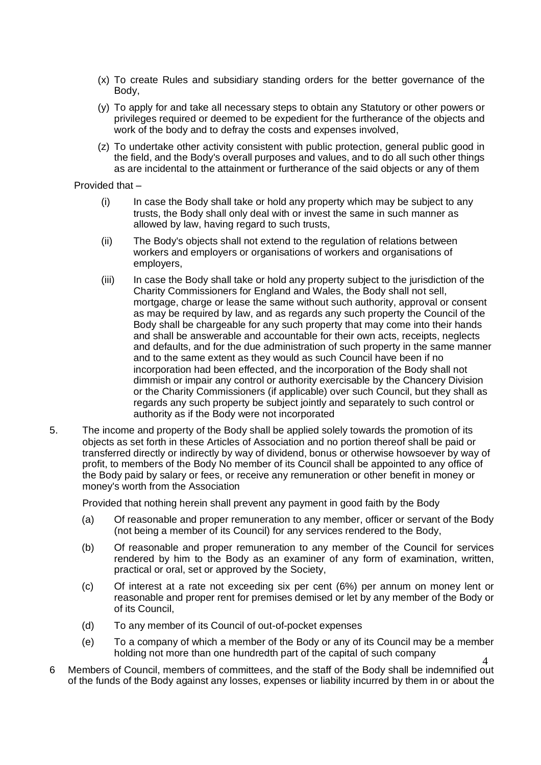(x) To create Rules and subsidiary standing orders for the better governance of the Body,

(y) To apply for and take all necessary steps to obtain any Statutory or other powers or privileges required or deemed to be expedient for the furtherance of the objects and work of the body and to defray the costs and expenses involved,

(z) To undertake other activity consistent with public protection, general public good in the field, and the Body's overall purposes and values, and to do all such other things as are incidental to the attainment or furtherance of the said objects or any of them

Provided that –

(i) In case the Body shall take or hold any property which may be subject to any trusts, the Body shall only deal with or invest the same in such manner as allowed by law, having regard to such trusts,

(ii) The Body's objects shall not extend to the regulation of relations between workers and employers or organisations of workers and organisations of employers,

(iii) In case the Body shall take or hold any property subject to the jurisdiction of the Charity Commissioners for England and Wales, the Body shall not sell, mortgage, charge or lease the same without such authority, approval or consent as may be required by law, and as regards any such property the Council of the Body shall be chargeable for any such property that may come into their hands and shall be answerable and accountable for their own acts, receipts, neglects and defaults, and for the due administration of such property in the same manner and to the same extent as they would as such Council have been if no incorporation had been effected, and the incorporation of the Body shall not dimmish or impair any control or authority exercisable by the Chancery Division or the Charity Commissioners (if applicable) over such Council, but they shall as regards any such property be subject jointly and separately to such control or authority as if the Body were not incorporated

5. The income and property of the Body shall be applied solely towards the promotion of its objects as set forth in these Articles of Association and no portion thereof shall be paid or transferred directly or indirectly by way of dividend, bonus or otherwise howsoever by way of profit, to members of the Body No member of its Council shall be appointed to any office of the Body paid by salary or fees, or receive any remuneration or other benefit in money or money's worth from the Association

   Provided that nothing herein shall prevent any payment in good faith by the Body

   (a) Of reasonable and proper remuneration to any member, officer or servant of the Body (not being a member of its Council) for any services rendered to the Body,

   (b) Of reasonable and proper remuneration to any member of the Council for services rendered by him to the Body as an examiner of any form of examination, written, practical or oral, set or approved by the Society,

   (c) Of interest at a rate not exceeding six per cent (6%) per annum on money lent or reasonable and proper rent for premises demised or let by any member of the Body or of its Council,

   (d) To any member of its Council of out-of-pocket expenses

   (e) To a company of which a member of the Body or any of its Council may be a member holding not more than one hundredth part of the capital of such company

6 Members of Council, members of committees, and the staff of the Body shall be indemnified out of the funds of the Body against any losses, expenses or liability incurred by them in or about the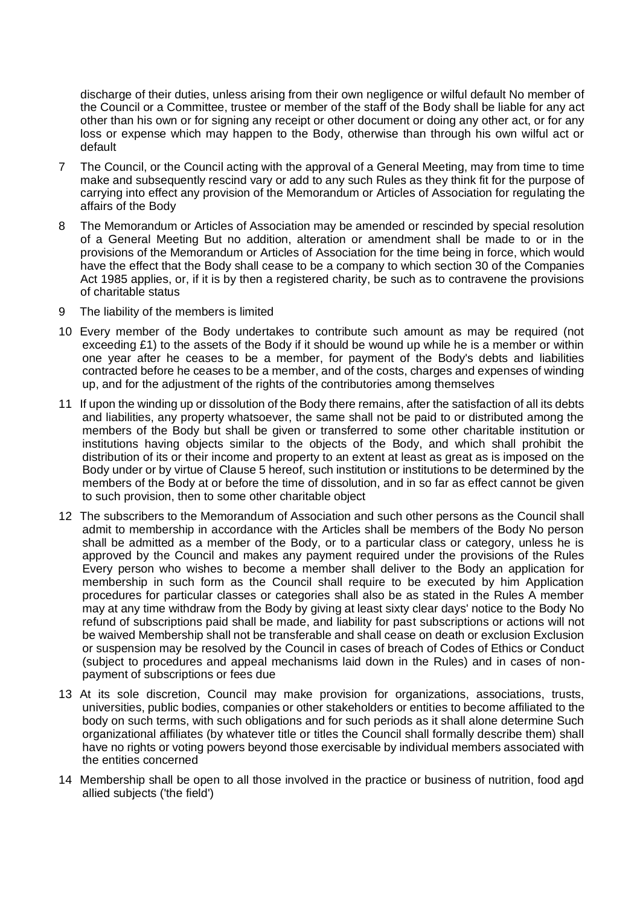discharge of their duties, unless arising from their own negligence or wilful default No member of the Council or a Committee, trustee or member of the staff of the Body shall be liable for any act other than his own or for signing any receipt or other document or doing any other act, or for any loss or expense which may happen to the Body, otherwise than through his own wilful act or default

7 The Council, or the Council acting with the approval of a General Meeting, may from time to time make and subsequently rescind vary or add to any such Rules as they think fit for the purpose of carrying into effect any provision of the Memorandum or Articles of Association for regulating the affairs of the Body

8 The Memorandum or Articles of Association may be amended or rescinded by special resolution of a General Meeting But no addition, alteration or amendment shall be made to or in the provisions of the Memorandum or Articles of Association for the time being in force, which would have the effect that the Body shall cease to be a company to which section 30 of the Companies Act 1985 applies, or, if it is by then a registered charity, be such as to contravene the provisions of charitable status

9 The liability of the members is limited

10 Every member of the Body undertakes to contribute such amount as may be required (not exceeding £1) to the assets of the Body if it should be wound up while he is a member or within one year after he ceases to be a member, for payment of the Body's debts and liabilities contracted before he ceases to be a member, and of the costs, charges and expenses of winding up, and for the adjustment of the rights of the contributories among themselves

11 If upon the winding up or dissolution of the Body there remains, after the satisfaction of all its debts and liabilities, any property whatsoever, the same shall not be paid to or distributed among the members of the Body but shall be given or transferred to some other charitable institution or institutions having objects similar to the objects of the Body, and which shall prohibit the distribution of its or their income and property to an extent at least as great as is imposed on the Body under or by virtue of Clause 5 hereof, such institution or institutions to be determined by the members of the Body at or before the time of dissolution, and in so far as effect cannot be given to such provision, then to some other charitable object

12 The subscribers to the Memorandum of Association and such other persons as the Council shall admit to membership in accordance with the Articles shall be members of the Body No person shall be admitted as a member of the Body, or to a particular class or category, unless he is approved by the Council and makes any payment required under the provisions of the Rules Every person who wishes to become a member shall deliver to the Body an application for membership in such form as the Council shall require to be executed by him Application procedures for particular classes or categories shall also be as stated in the Rules A member may at any time withdraw from the Body by giving at least sixty clear days' notice to the Body No refund of subscriptions paid shall be made, and liability for past subscriptions or actions will not be waived Membership shall not be transferable and shall cease on death or exclusion Exclusion or suspension may be resolved by the Council in cases of breach of Codes of Ethics or Conduct (subject to procedures and appeal mechanisms laid down in the Rules) and in cases of non-payment of subscriptions or fees due

13 At its sole discretion, Council may make provision for organizations, associations, trusts, universities, public bodies, companies or other stakeholders or entities to become affiliated to the body on such terms, with such obligations and for such periods as it shall alone determine Such organizational affiliates (by whatever title or titles the Council shall formally describe them) shall have no rights or voting powers beyond those exercisable by individual members associated with the entities concerned

14 Membership shall be open to all those involved in the practice or business of nutrition, food and allied subjects ('the field')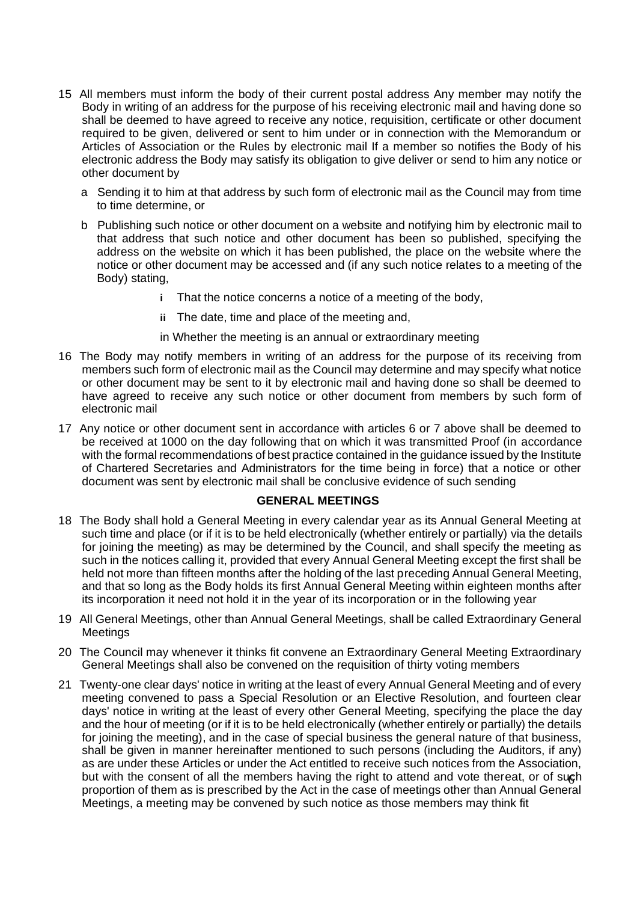15 All members must inform the body of their current postal address Any member may notify the Body in writing of an address for the purpose of his receiving electronic mail and having done so shall be deemed to have agreed to receive any notice, requisition, certificate or other document required to be given, delivered or sent to him under or in connection with the Memorandum or Articles of Association or the Rules by electronic mail If a member so notifies the Body of his electronic address the Body may satisfy its obligation to give deliver or send to him any notice or other document by

a Sending it to him at that address by such form of electronic mail as the Council may from time to time determine, or

b Publishing such notice or other document on a website and notifying him by electronic mail to that address that such notice and other document has been so published, specifying the address on the website on which it has been published, the place on the website where the notice or other document may be accessed and (if any such notice relates to a meeting of the Body) stating,

i That the notice concerns a notice of a meeting of the body,

ii The date, time and place of the meeting and,

in Whether the meeting is an annual or extraordinary meeting

16 The Body may notify members in writing of an address for the purpose of its receiving from members such form of electronic mail as the Council may determine and may specify what notice or other document may be sent to it by electronic mail and having done so shall be deemed to have agreed to receive any such notice or other document from members by such form of electronic mail

17 Any notice or other document sent in accordance with articles 6 or 7 above shall be deemed to be received at 1000 on the day following that on which it was transmitted Proof (in accordance with the formal recommendations of best practice contained in the guidance issued by the Institute of Chartered Secretaries and Administrators for the time being in force) that a notice or other document was sent by electronic mail shall be conclusive evidence of such sending

**GENERAL MEETINGS**

18 The Body shall hold a General Meeting in every calendar year as its Annual General Meeting at such time and place (or if it is to be held electronically (whether entirely or partially) via the details for joining the meeting) as may be determined by the Council, and shall specify the meeting as such in the notices calling it, provided that every Annual General Meeting except the first shall be held not more than fifteen months after the holding of the last preceding Annual General Meeting, and that so long as the Body holds its first Annual General Meeting within eighteen months after its incorporation it need not hold it in the year of its incorporation or in the following year

19 All General Meetings, other than Annual General Meetings, shall be called Extraordinary General Meetings

20 The Council may whenever it thinks fit convene an Extraordinary General Meeting Extraordinary General Meetings shall also be convened on the requisition of thirty voting members

21 Twenty-one clear days' notice in writing at the least of every Annual General Meeting and of every meeting convened to pass a Special Resolution or an Elective Resolution, and fourteen clear days' notice in writing at the least of every other General Meeting, specifying the place the day and the hour of meeting (or if it is to be held electronically (whether entirely or partially) the details for joining the meeting), and in the case of special business the general nature of that business, shall be given in manner hereinafter mentioned to such persons (including the Auditors, if any) as are under these Articles or under the Act entitled to receive such notices from the Association, but with the consent of all the members having the right to attend and vote thereat, or of such proportion of them as is prescribed by the Act in the case of meetings other than Annual General Meetings, a meeting may be convened by such notice as those members may think fit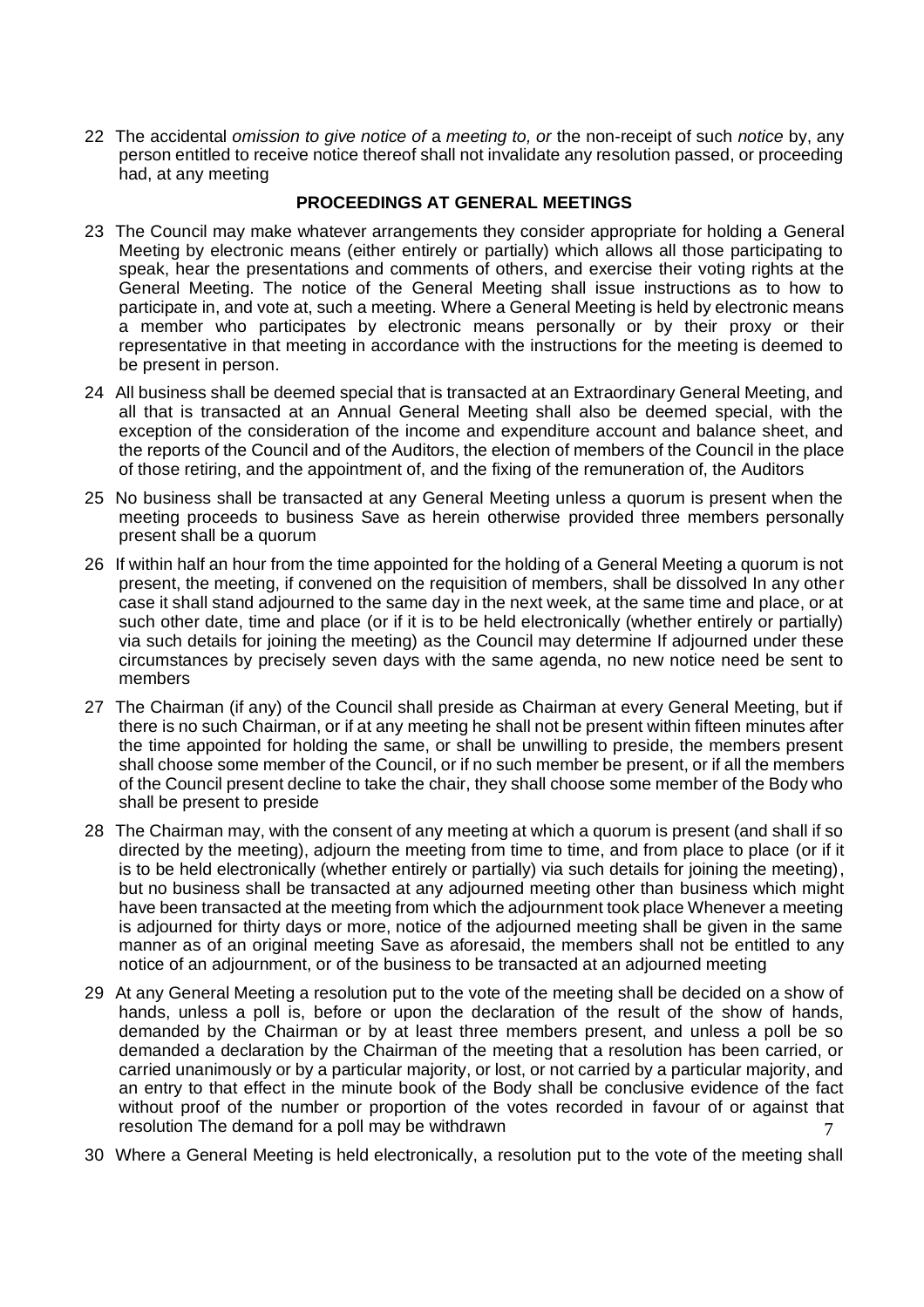22 The accidental *omission to give notice of* a *meeting to, or* the non-receipt of such *notice* by, any person entitled to receive notice thereof shall not invalidate any resolution passed, or proceeding had, at any meeting

## PROCEEDINGS AT GENERAL MEETINGS

23 The Council may make whatever arrangements they consider appropriate for holding a General Meeting by electronic means (either entirely or partially) which allows all those participating to speak, hear the presentations and comments of others, and exercise their voting rights at the General Meeting. The notice of the General Meeting shall issue instructions as to how to participate in, and vote at, such a meeting. Where a General Meeting is held by electronic means a member who participates by electronic means personally or by their proxy or their representative in that meeting in accordance with the instructions for the meeting is deemed to be present in person.

24 All business shall be deemed special that is transacted at an Extraordinary General Meeting, and all that is transacted at an Annual General Meeting shall also be deemed special, with the exception of the consideration of the income and expenditure account and balance sheet, and the reports of the Council and of the Auditors, the election of members of the Council in the place of those retiring, and the appointment of, and the fixing of the remuneration of, the Auditors

25 No business shall be transacted at any General Meeting unless a quorum is present when the meeting proceeds to business Save as herein otherwise provided three members personally present shall be a quorum

26 If within half an hour from the time appointed for the holding of a General Meeting a quorum is not present, the meeting, if convened on the requisition of members, shall be dissolved In any other case it shall stand adjourned to the same day in the next week, at the same time and place, or at such other date, time and place (or if it is to be held electronically (whether entirely or partially) via such details for joining the meeting) as the Council may determine If adjourned under these circumstances by precisely seven days with the same agenda, no new notice need be sent to members

27 The Chairman (if any) of the Council shall preside as Chairman at every General Meeting, but if there is no such Chairman, or if at any meeting he shall not be present within fifteen minutes after the time appointed for holding the same, or shall be unwilling to preside, the members present shall choose some member of the Council, or if no such member be present, or if all the members of the Council present decline to take the chair, they shall choose some member of the Body who shall be present to preside

28 The Chairman may, with the consent of any meeting at which a quorum is present (and shall if so directed by the meeting), adjourn the meeting from time to time, and from place to place (or if it is to be held electronically (whether entirely or partially) via such details for joining the meeting), but no business shall be transacted at any adjourned meeting other than business which might have been transacted at the meeting from which the adjournment took place Whenever a meeting is adjourned for thirty days or more, notice of the adjourned meeting shall be given in the same manner as of an original meeting Save as aforesaid, the members shall not be entitled to any notice of an adjournment, or of the business to be transacted at an adjourned meeting

29 At any General Meeting a resolution put to the vote of the meeting shall be decided on a show of hands, unless a poll is, before or upon the declaration of the result of the show of hands, demanded by the Chairman or by at least three members present, and unless a poll be so demanded a declaration by the Chairman of the meeting that a resolution has been carried, or carried unanimously or by a particular majority, or lost, or not carried by a particular majority, and an entry to that effect in the minute book of the Body shall be conclusive evidence of the fact without proof of the number or proportion of the votes recorded in favour of or against that resolution The demand for a poll may be withdrawn

30 Where a General Meeting is held electronically, a resolution put to the vote of the meeting shall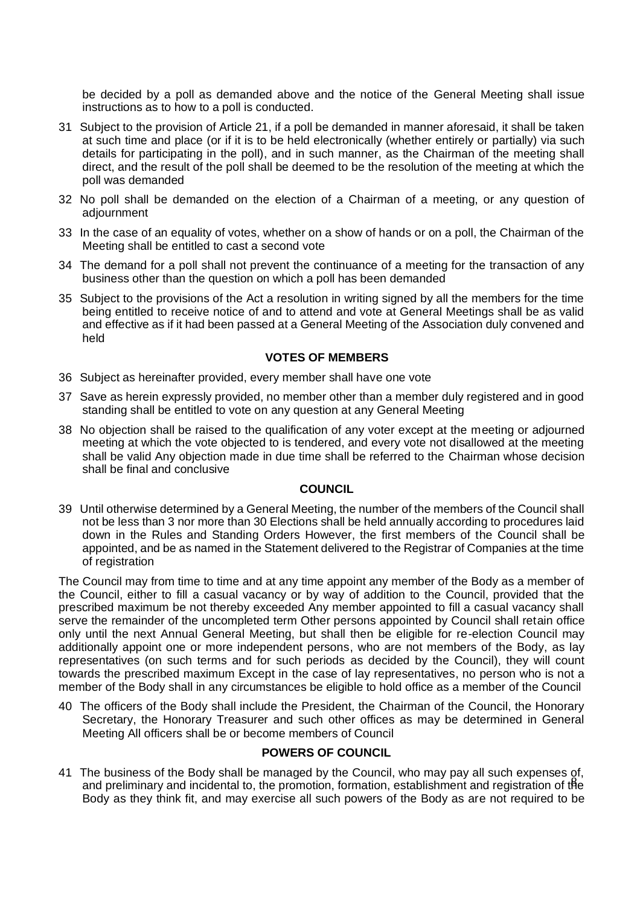be decided by a poll as demanded above and the notice of the General Meeting shall issue instructions as to how to a poll is conducted.

31 Subject to the provision of Article 21, if a poll be demanded in manner aforesaid, it shall be taken at such time and place (or if it is to be held electronically (whether entirely or partially) via such details for participating in the poll), and in such manner, as the Chairman of the meeting shall direct, and the result of the poll shall be deemed to be the resolution of the meeting at which the poll was demanded

32 No poll shall be demanded on the election of a Chairman of a meeting, or any question of adjournment

33 In the case of an equality of votes, whether on a show of hands or on a poll, the Chairman of the Meeting shall be entitled to cast a second vote

34 The demand for a poll shall not prevent the continuance of a meeting for the transaction of any business other than the question on which a poll has been demanded

35 Subject to the provisions of the Act a resolution in writing signed by all the members for the time being entitled to receive notice of and to attend and vote at General Meetings shall be as valid and effective as if it had been passed at a General Meeting of the Association duly convened and held

**VOTES OF MEMBERS**

36 Subject as hereinafter provided, every member shall have one vote

37 Save as herein expressly provided, no member other than a member duly registered and in good standing shall be entitled to vote on any question at any General Meeting

38 No objection shall be raised to the qualification of any voter except at the meeting or adjourned meeting at which the vote objected to is tendered, and every vote not disallowed at the meeting shall be valid Any objection made in due time shall be referred to the Chairman whose decision shall be final and conclusive

**COUNCIL**

39 Until otherwise determined by a General Meeting, the number of the members of the Council shall not be less than 3 nor more than 30 Elections shall be held annually according to procedures laid down in the Rules and Standing Orders However, the first members of the Council shall be appointed, and be as named in the Statement delivered to the Registrar of Companies at the time of registration

The Council may from time to time and at any time appoint any member of the Body as a member of the Council, either to fill a casual vacancy or by way of addition to the Council, provided that the prescribed maximum be not thereby exceeded Any member appointed to fill a casual vacancy shall serve the remainder of the uncompleted term Other persons appointed by Council shall retain office only until the next Annual General Meeting, but shall then be eligible for re-election Council may additionally appoint one or more independent persons, who are not members of the Body, as lay representatives (on such terms and for such periods as decided by the Council), they will count towards the prescribed maximum Except in the case of lay representatives, no person who is not a member of the Body shall in any circumstances be eligible to hold office as a member of the Council

40 The officers of the Body shall include the President, the Chairman of the Council, the Honorary Secretary, the Honorary Treasurer and such other offices as may be determined in General Meeting All officers shall be or become members of Council

**POWERS OF COUNCIL**

41 The business of the Body shall be managed by the Council, who may pay all such expenses of, and preliminary and incidental to, the promotion, formation, establishment and registration of the Body as they think fit, and may exercise all such powers of the Body as are not required to be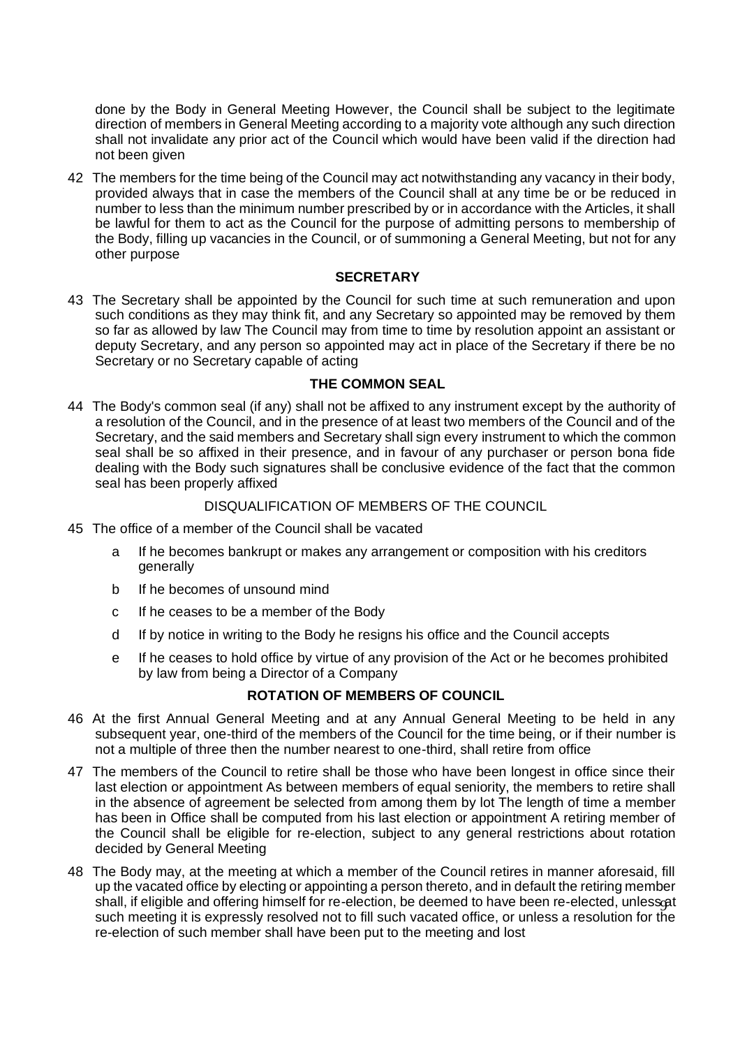done by the Body in General Meeting However, the Council shall be subject to the legitimate direction of members in General Meeting according to a majority vote although any such direction shall not invalidate any prior act of the Council which would have been valid if the direction had not been given

42 The members for the time being of the Council may act notwithstanding any vacancy in their body, provided always that in case the members of the Council shall at any time be or be reduced in number to less than the minimum number prescribed by or in accordance with the Articles, it shall be lawful for them to act as the Council for the purpose of admitting persons to membership of the Body, filling up vacancies in the Council, or of summoning a General Meeting, but not for any other purpose

## SECRETARY

43 The Secretary shall be appointed by the Council for such time at such remuneration and upon such conditions as they may think fit, and any Secretary so appointed may be removed by them so far as allowed by law The Council may from time to time by resolution appoint an assistant or deputy Secretary, and any person so appointed may act in place of the Secretary if there be no Secretary or no Secretary capable of acting

## THE COMMON SEAL

44 The Body's common seal (if any) shall not be affixed to any instrument except by the authority of a resolution of the Council, and in the presence of at least two members of the Council and of the Secretary, and the said members and Secretary shall sign every instrument to which the common seal shall be so affixed in their presence, and in favour of any purchaser or person bona fide dealing with the Body such signatures shall be conclusive evidence of the fact that the common seal has been properly affixed

## DISQUALIFICATION OF MEMBERS OF THE COUNCIL

45 The office of a member of the Council shall be vacated

- a If he becomes bankrupt or makes any arrangement or composition with his creditors generally
- b If he becomes of unsound mind
- c If he ceases to be a member of the Body
- d If by notice in writing to the Body he resigns his office and the Council accepts
- e If he ceases to hold office by virtue of any provision of the Act or he becomes prohibited by law from being a Director of a Company

## ROTATION OF MEMBERS OF COUNCIL

46 At the first Annual General Meeting and at any Annual General Meeting to be held in any subsequent year, one-third of the members of the Council for the time being, or if their number is not a multiple of three then the number nearest to one-third, shall retire from office

47 The members of the Council to retire shall be those who have been longest in office since their last election or appointment As between members of equal seniority, the members to retire shall in the absence of agreement be selected from among them by lot The length of time a member has been in Office shall be computed from his last election or appointment A retiring member of the Council shall be eligible for re-election, subject to any general restrictions about rotation decided by General Meeting

48 The Body may, at the meeting at which a member of the Council retires in manner aforesaid, fill up the vacated office by electing or appointing a person thereto, and in default the retiring member shall, if eligible and offering himself for re-election, be deemed to have been re-elected, unless at such meeting it is expressly resolved not to fill such vacated office, or unless a resolution for the re-election of such member shall have been put to the meeting and lost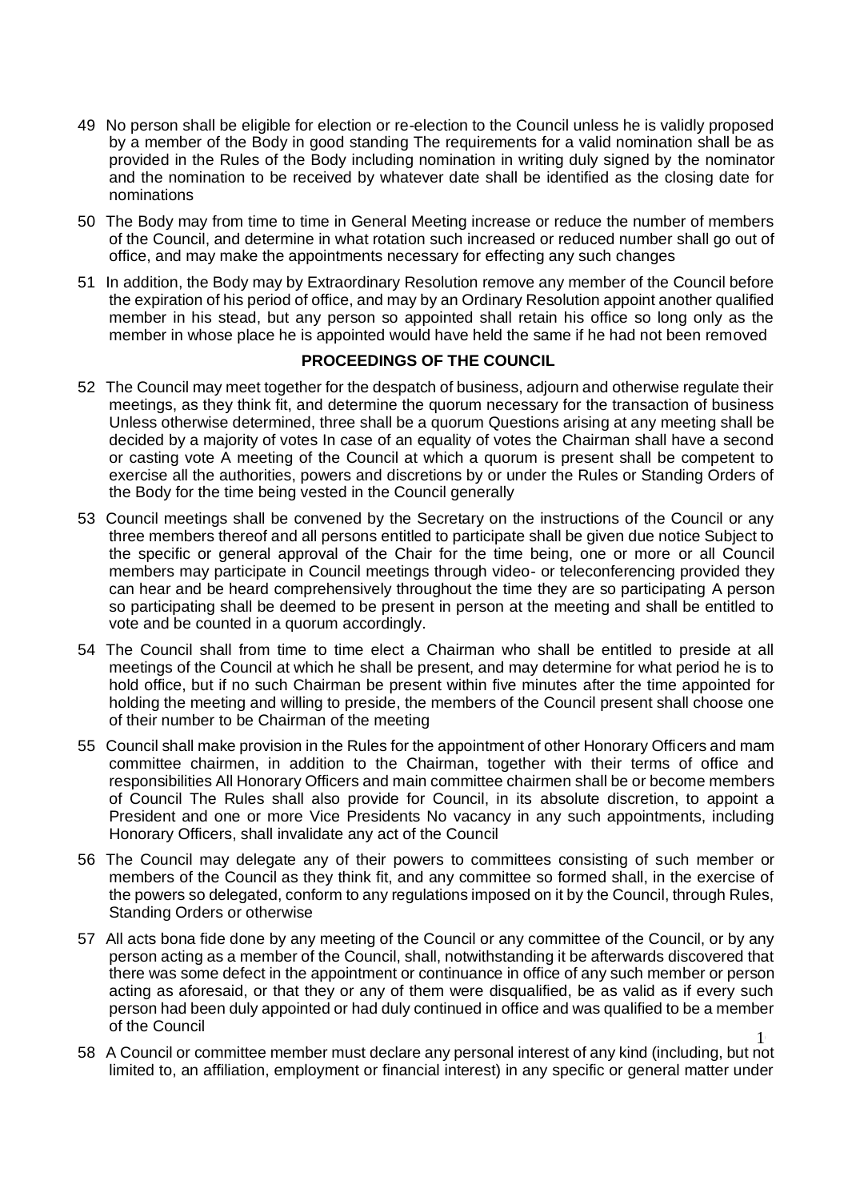49 No person shall be eligible for election or re-election to the Council unless he is validly proposed by a member of the Body in good standing The requirements for a valid nomination shall be as provided in the Rules of the Body including nomination in writing duly signed by the nominator and the nomination to be received by whatever date shall be identified as the closing date for nominations

50 The Body may from time to time in General Meeting increase or reduce the number of members of the Council, and determine in what rotation such increased or reduced number shall go out of office, and may make the appointments necessary for effecting any such changes

51 In addition, the Body may by Extraordinary Resolution remove any member of the Council before the expiration of his period of office, and may by an Ordinary Resolution appoint another qualified member in his stead, but any person so appointed shall retain his office so long only as the member in whose place he is appointed would have held the same if he had not been removed

## PROCEEDINGS OF THE COUNCIL

52 The Council may meet together for the despatch of business, adjourn and otherwise regulate their meetings, as they think fit, and determine the quorum necessary for the transaction of business Unless otherwise determined, three shall be a quorum Questions arising at any meeting shall be decided by a majority of votes In case of an equality of votes the Chairman shall have a second or casting vote A meeting of the Council at which a quorum is present shall be competent to exercise all the authorities, powers and discretions by or under the Rules or Standing Orders of the Body for the time being vested in the Council generally

53 Council meetings shall be convened by the Secretary on the instructions of the Council or any three members thereof and all persons entitled to participate shall be given due notice Subject to the specific or general approval of the Chair for the time being, one or more or all Council members may participate in Council meetings through video- or teleconferencing provided they can hear and be heard comprehensively throughout the time they are so participating A person so participating shall be deemed to be present in person at the meeting and shall be entitled to vote and be counted in a quorum accordingly.

54 The Council shall from time to time elect a Chairman who shall be entitled to preside at all meetings of the Council at which he shall be present, and may determine for what period he is to hold office, but if no such Chairman be present within five minutes after the time appointed for holding the meeting and willing to preside, the members of the Council present shall choose one of their number to be Chairman of the meeting

55 Council shall make provision in the Rules for the appointment of other Honorary Officers and mam committee chairmen, in addition to the Chairman, together with their terms of office and responsibilities All Honorary Officers and main committee chairmen shall be or become members of Council The Rules shall also provide for Council, in its absolute discretion, to appoint a President and one or more Vice Presidents No vacancy in any such appointments, including Honorary Officers, shall invalidate any act of the Council

56 The Council may delegate any of their powers to committees consisting of such member or members of the Council as they think fit, and any committee so formed shall, in the exercise of the powers so delegated, conform to any regulations imposed on it by the Council, through Rules, Standing Orders or otherwise

57 All acts bona fide done by any meeting of the Council or any committee of the Council, or by any person acting as a member of the Council, shall, notwithstanding it be afterwards discovered that there was some defect in the appointment or continuance in office of any such member or person acting as aforesaid, or that they or any of them were disqualified, be as valid as if every such person had been duly appointed or had duly continued in office and was qualified to be a member of the Council

58 A Council or committee member must declare any personal interest of any kind (including, but not limited to, an affiliation, employment or financial interest) in any specific or general matter under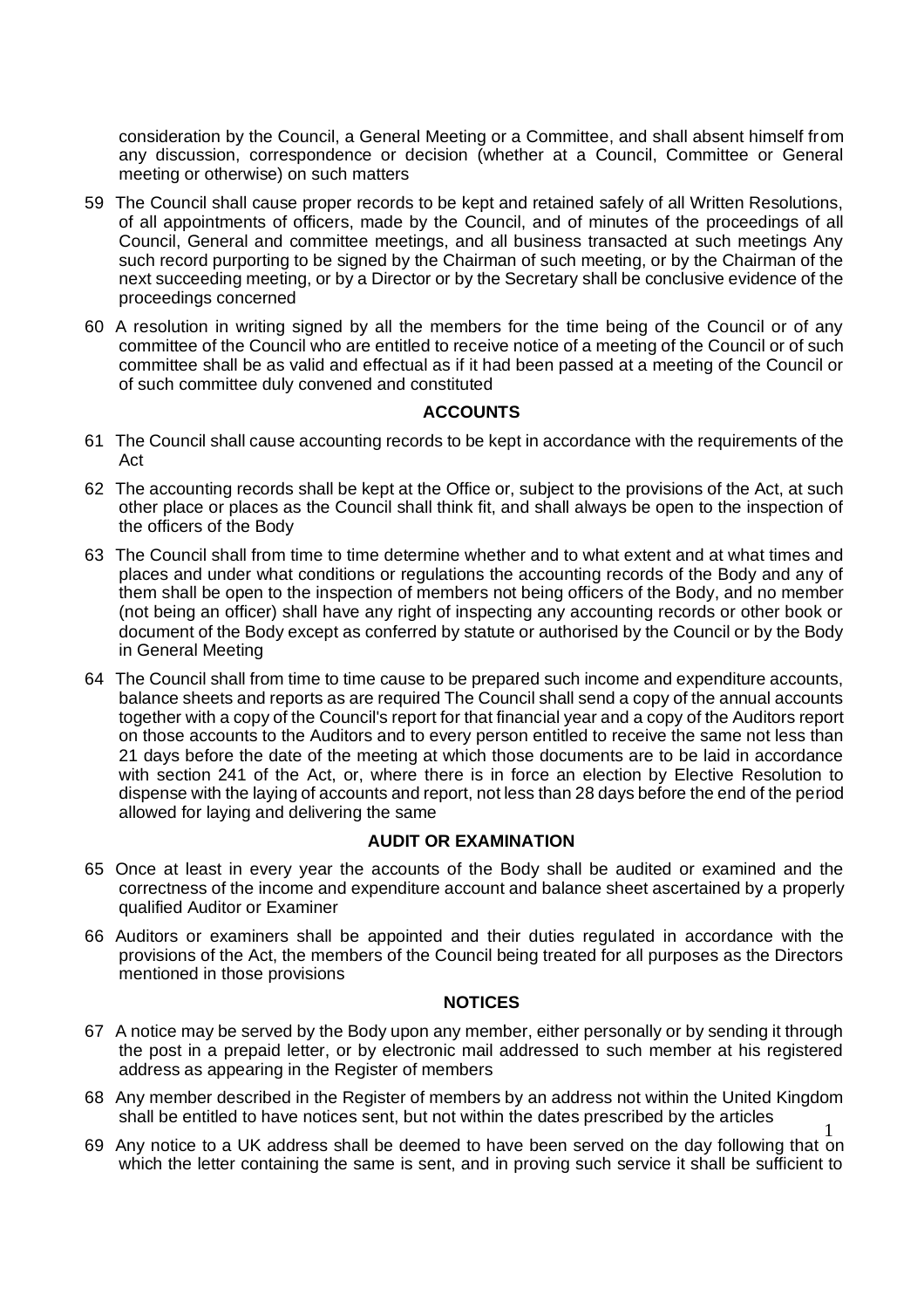consideration by the Council, a General Meeting or a Committee, and shall absent himself from any discussion, correspondence or decision (whether at a Council, Committee or General meeting or otherwise) on such matters

59 The Council shall cause proper records to be kept and retained safely of all Written Resolutions, of all appointments of officers, made by the Council, and of minutes of the proceedings of all Council, General and committee meetings, and all business transacted at such meetings Any such record purporting to be signed by the Chairman of such meeting, or by the Chairman of the next succeeding meeting, or by a Director or by the Secretary shall be conclusive evidence of the proceedings concerned

60 A resolution in writing signed by all the members for the time being of the Council or of any committee of the Council who are entitled to receive notice of a meeting of the Council or of such committee shall be as valid and effectual as if it had been passed at a meeting of the Council or of such committee duly convened and constituted

## ACCOUNTS

61 The Council shall cause accounting records to be kept in accordance with the requirements of the Act

62 The accounting records shall be kept at the Office or, subject to the provisions of the Act, at such other place or places as the Council shall think fit, and shall always be open to the inspection of the officers of the Body

63 The Council shall from time to time determine whether and to what extent and at what times and places and under what conditions or regulations the accounting records of the Body and any of them shall be open to the inspection of members not being officers of the Body, and no member (not being an officer) shall have any right of inspecting any accounting records or other book or document of the Body except as conferred by statute or authorised by the Council or by the Body in General Meeting

64 The Council shall from time to time cause to be prepared such income and expenditure accounts, balance sheets and reports as are required The Council shall send a copy of the annual accounts together with a copy of the Council's report for that financial year and a copy of the Auditors report on those accounts to the Auditors and to every person entitled to receive the same not less than 21 days before the date of the meeting at which those documents are to be laid in accordance with section 241 of the Act, or, where there is in force an election by Elective Resolution to dispense with the laying of accounts and report, not less than 28 days before the end of the period allowed for laying and delivering the same

## AUDIT OR EXAMINATION

65 Once at least in every year the accounts of the Body shall be audited or examined and the correctness of the income and expenditure account and balance sheet ascertained by a properly qualified Auditor or Examiner

66 Auditors or examiners shall be appointed and their duties regulated in accordance with the provisions of the Act, the members of the Council being treated for all purposes as the Directors mentioned in those provisions

## NOTICES

67 A notice may be served by the Body upon any member, either personally or by sending it through the post in a prepaid letter, or by electronic mail addressed to such member at his registered address as appearing in the Register of members

68 Any member described in the Register of members by an address not within the United Kingdom shall be entitled to have notices sent, but not within the dates prescribed by the articles

69 Any notice to a UK address shall be deemed to have been served on the day following that on which the letter containing the same is sent, and in proving such service it shall be sufficient to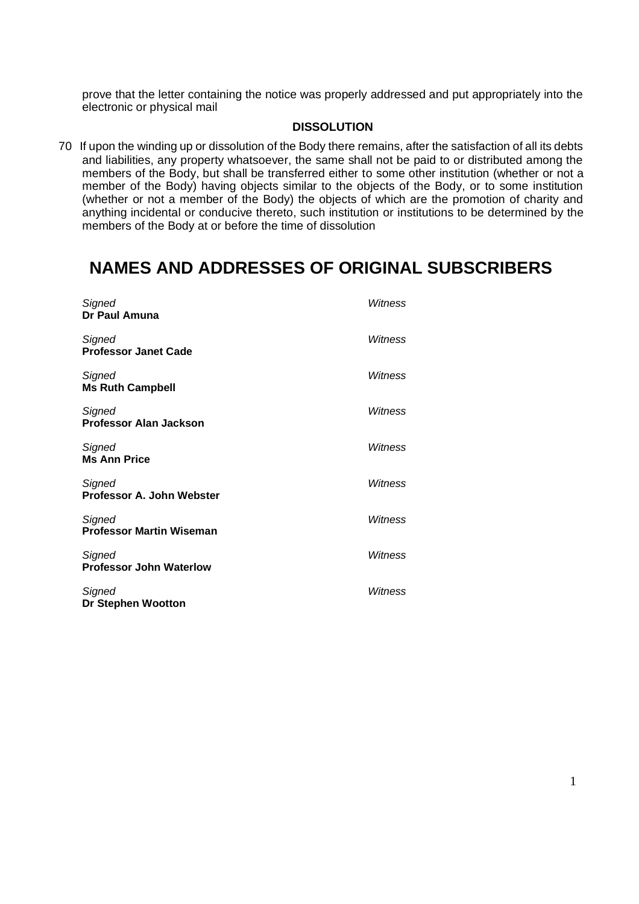prove that the letter containing the notice was properly addressed and put appropriately into the electronic or physical mail

**DISSOLUTION**

70 If upon the winding up or dissolution of the Body there remains, after the satisfaction of all its debts and liabilities, any property whatsoever, the same shall not be paid to or distributed among the members of the Body, but shall be transferred either to some other institution (whether or not a member of the Body) having objects similar to the objects of the Body, or to some institution (whether or not a member of the Body) the objects of which are the promotion of charity and anything incidental or conducive thereto, such institution or institutions to be determined by the members of the Body at or before the time of dissolution

# NAMES AND ADDRESSES OF ORIGINAL SUBSCRIBERS

| | |
|---|---|
| *Signed* **Dr Paul Amuna** | *Witness* |
| *Signed* **Professor Janet Cade** | *Witness* |
| *Signed* **Ms Ruth Campbell** | *Witness* |
| *Signed* **Professor Alan Jackson** | *Witness* |
| *Signed* **Ms Ann Price** | *Witness* |
| *Signed* **Professor A. John Webster** | *Witness* |
| *Signed* **Professor Martin Wiseman** | *Witness* |
| *Signed* **Professor John Waterlow** | *Witness* |
| *Signed* **Dr Stephen Wootton** | *Witness* |